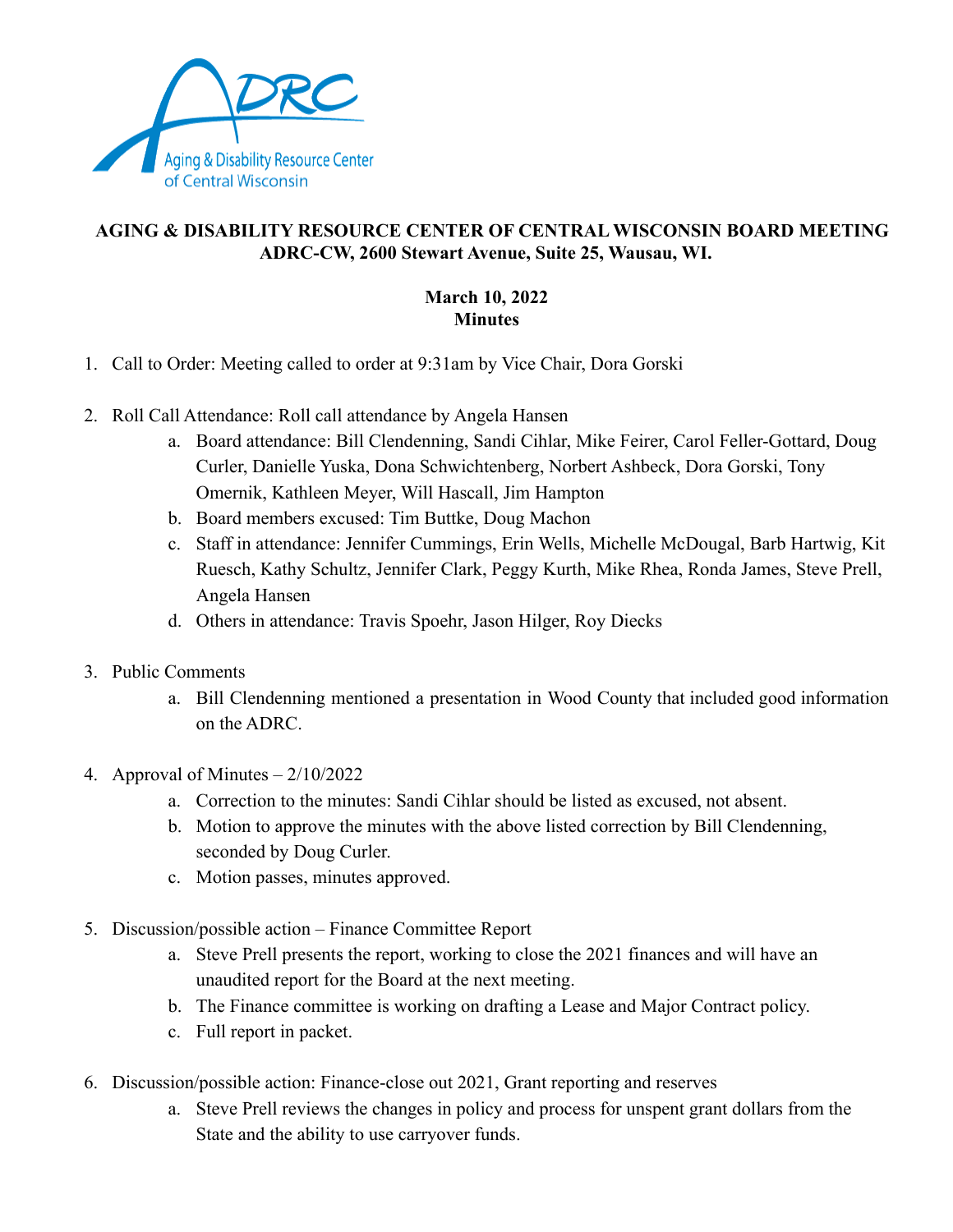ADRC
Aging & Disability Resource Center of Central Wisconsin

**AGING & DISABILITY RESOURCE CENTER OF CENTRAL WISCONSIN BOARD MEETING**
**ADRC-CW, 2600 Stewart Avenue, Suite 25, Wausau, WI.**

**March 10, 2022**
**Minutes**

1. Call to Order: Meeting called to order at 9:31am by Vice Chair, Dora Gorski

2. Roll Call Attendance: Roll call attendance by Angela Hansen
   a. Board attendance: Bill Clendenning, Sandi Cihlar, Mike Feirer, Carol Feller-Gottard, Doug Curler, Danielle Yuska, Dona Schwichtenberg, Norbert Ashbeck, Dora Gorski, Tony Omernik, Kathleen Meyer, Will Hascall, Jim Hampton
   b. Board members excused: Tim Buttke, Doug Machon
   c. Staff in attendance: Jennifer Cummings, Erin Wells, Michelle McDougal, Barb Hartwig, Kit Ruesch, Kathy Schultz, Jennifer Clark, Peggy Kurth, Mike Rhea, Ronda James, Steve Prell, Angela Hansen
   d. Others in attendance: Travis Spoehr, Jason Hilger, Roy Diecks

3. Public Comments
   a. Bill Clendenning mentioned a presentation in Wood County that included good information on the ADRC.

4. Approval of Minutes – 2/10/2022
   a. Correction to the minutes: Sandi Cihlar should be listed as excused, not absent.
   b. Motion to approve the minutes with the above listed correction by Bill Clendenning, seconded by Doug Curler.
   c. Motion passes, minutes approved.

5. Discussion/possible action – Finance Committee Report
   a. Steve Prell presents the report, working to close the 2021 finances and will have an unaudited report for the Board at the next meeting.
   b. The Finance committee is working on drafting a Lease and Major Contract policy.
   c. Full report in packet.

6. Discussion/possible action: Finance-close out 2021, Grant reporting and reserves
   a. Steve Prell reviews the changes in policy and process for unspent grant dollars from the State and the ability to use carryover funds.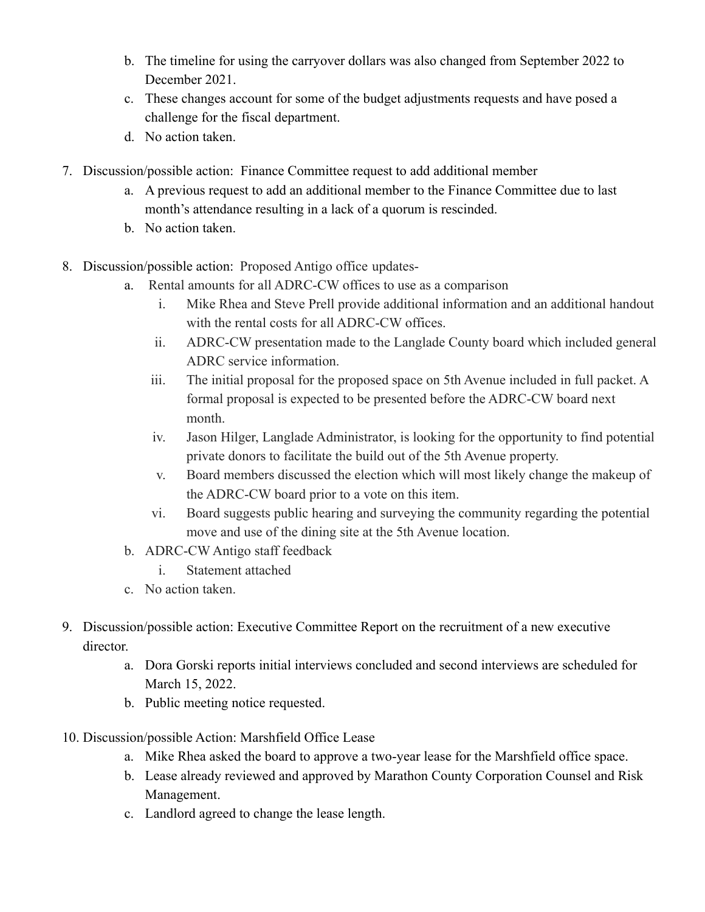b. The timeline for using the carryover dollars was also changed from September 2022 to December 2021.
   c. These changes account for some of the budget adjustments requests and have posed a challenge for the fiscal department.
   d. No action taken.

7. Discussion/possible action: Finance Committee request to add additional member
   a. A previous request to add an additional member to the Finance Committee due to last month's attendance resulting in a lack of a quorum is rescinded.
   b. No action taken.

8. Discussion/possible action: Proposed Antigo office updates-
   a. Rental amounts for all ADRC-CW offices to use as a comparison
      i. Mike Rhea and Steve Prell provide additional information and an additional handout with the rental costs for all ADRC-CW offices.
      ii. ADRC-CW presentation made to the Langlade County board which included general ADRC service information.
      iii. The initial proposal for the proposed space on 5th Avenue included in full packet. A formal proposal is expected to be presented before the ADRC-CW board next month.
      iv. Jason Hilger, Langlade Administrator, is looking for the opportunity to find potential private donors to facilitate the build out of the 5th Avenue property.
      v. Board members discussed the election which will most likely change the makeup of the ADRC-CW board prior to a vote on this item.
      vi. Board suggests public hearing and surveying the community regarding the potential move and use of the dining site at the 5th Avenue location.
   b. ADRC-CW Antigo staff feedback
      i. Statement attached
   c. No action taken.

9. Discussion/possible action: Executive Committee Report on the recruitment of a new executive director.
   a. Dora Gorski reports initial interviews concluded and second interviews are scheduled for March 15, 2022.
   b. Public meeting notice requested.

10. Discussion/possible Action: Marshfield Office Lease
    a. Mike Rhea asked the board to approve a two-year lease for the Marshfield office space.
    b. Lease already reviewed and approved by Marathon County Corporation Counsel and Risk Management.
    c. Landlord agreed to change the lease length.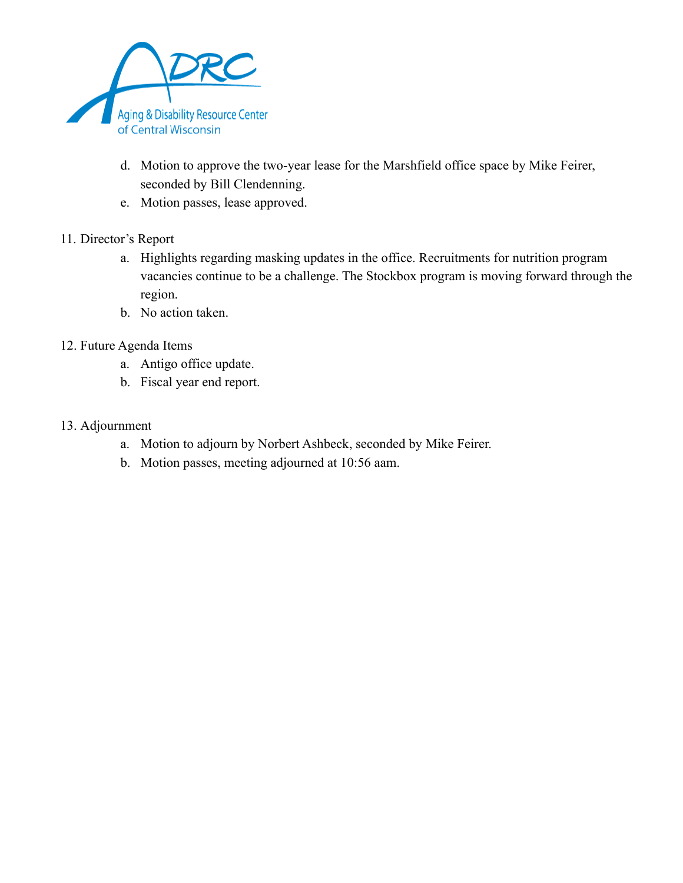d. Motion to approve the two-year lease for the Marshfield office space by Mike Feirer, seconded by Bill Clendenning.
e. Motion passes, lease approved.

11. Director's Report
    a. Highlights regarding masking updates in the office. Recruitments for nutrition program vacancies continue to be a challenge. The Stockbox program is moving forward through the region.
    b. No action taken.

12. Future Agenda Items
    a. Antigo office update.
    b. Fiscal year end report.

13. Adjournment
    a. Motion to adjourn by Norbert Ashbeck, seconded by Mike Feirer.
    b. Motion passes, meeting adjourned at 10:56 aam.